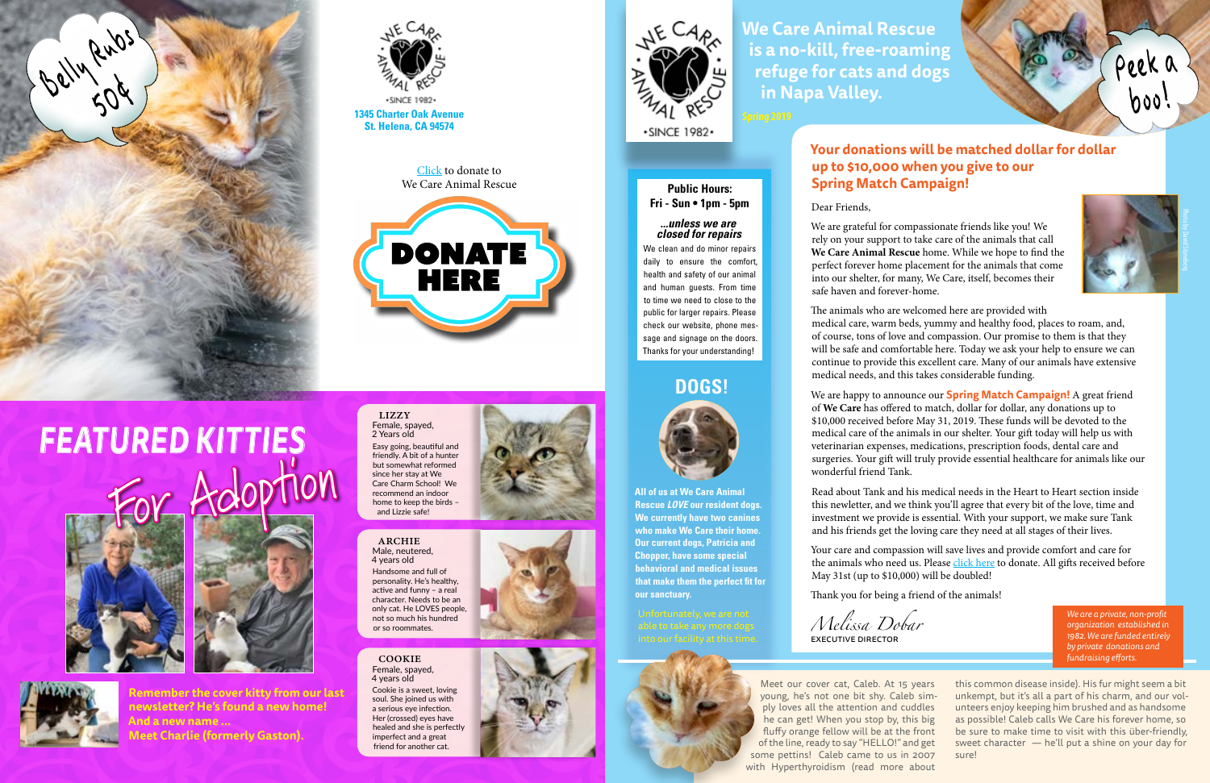Belly Rubs 50¢

WE CARE ANIMAL RESCUE •SINCE 1982•

**1345 Charter Oak Avenue**
**St. Helena, CA 94574**

Click to donate to
We Care Animal Rescue

DONATE HERE

# FEATURED KITTIES For Adoption

**Remember the cover kitty from our last newsletter? He's found a new home! And a new name ... Meet Charlie (formerly Gaston).**

**LIZZY**
Female, spayed,
2 Years old

Easy going, beautiful and friendly. A bit of a hunter but somewhat reformed since her stay at We Care Charm School! We recommend an indoor home to keep the birds – and Lizzie safe!

**ARCHIE**
Male, neutered,
4 years old

Handsome and full of personality. He's healthy, active and funny – a real character. Needs to be an only cat. He LOVES people, not so much his hundred or so roommates.

**COOKIE**
Female, spayed,
4 years old

Cookie is a sweet, loving soul. She joined us with a serious eye infection. Her (crossed) eyes have healed and she is perfectly imperfect and a great friend for another cat.

WE CARE ANIMAL RESCUE •SINCE 1982•

# We Care Animal Rescue is a no-kill, free-roaming refuge for cats and dogs in Napa Valley.

Spring 2019

Peek a boo!

**Public Hours:**
**Fri - Sun • 1pm - 5pm**

***...unless we are closed for repairs***

We clean and do minor repairs daily to ensure the comfort, health and safety of our animal and human guests. From time to time we need to close to the public for larger repairs. Please check our website, phone message and signage on the doors. Thanks for your understanding!

## DOGS!

**All of us at We Care Animal Rescue *LOVE* our resident dogs. We currently have two canines who make We Care their home. Our current dogs, Patricia and Chopper, have some special behavioral and medical issues that make them the perfect fit for our sanctuary.**

Unfortunately, we are not able to take any more dogs into our facility at this time.

## Your donations will be matched dollar for dollar up to $10,000 when you give to our Spring Match Campaign!

Dear Friends,

We are grateful for compassionate friends like you! We rely on your support to take care of the animals that call **We Care Animal Rescue** home. While we hope to find the perfect forever home placement for the animals that come into our shelter, for many, We Care, itself, becomes their safe haven and forever-home.

The animals who are welcomed here are provided with medical care, warm beds, yummy and healthy food, places to roam, and, of course, tons of love and compassion. Our promise to them is that they will be safe and comfortable here. Today we ask your help to ensure we can continue to provide this excellent care. Many of our animals have extensive medical needs, and this takes considerable funding.

We are happy to announce our **Spring Match Campaign!** A great friend of **We Care** has offered to match, dollar for dollar, any donations up to $10,000 received before May 31, 2019. These funds will be devoted to the medical care of the animals in our shelter. Your gift today will help us with veterinarian expenses, medications, prescription foods, dental care and surgeries. Your gift will truly provide essential healthcare for animals like our wonderful friend Tank.

Read about Tank and his medical needs in the Heart to Heart section inside this newsletter, and we think you'll agree that every bit of the love, time and investment we provide is essential. With your support, we make sure Tank and his friends get the loving care they need at all stages of their lives.

Your care and compassion will save lives and provide comfort and care for the animals who need us. Please click here to donate. All gifts received before May 31st (up to $10,000) will be doubled!

Thank you for being a friend of the animals!

*Melissa Dobar*
EXECUTIVE DIRECTOR

*We are a private, non-profit organization established in 1982. We are funded entirely by private donations and fundraising efforts.*

Meet our cover cat, Caleb. At 15 years young, he's not one bit shy. Caleb simply loves all the attention and cuddles he can get! When you stop by, this big fluffy orange fellow will be at the front of the line, ready to say "HELLO!" and get some pettins! Caleb came to us in 2007 with Hyperthyroidism (read more about this common disease inside). His fur might seem a bit unkempt, but it's all a part of his charm, and our volunteers enjoy keeping him brushed and as handsome as possible! Caleb calls We Care his forever home, so be sure to make time to visit with this über-friendly, sweet character — he'll put a shine on your day for sure!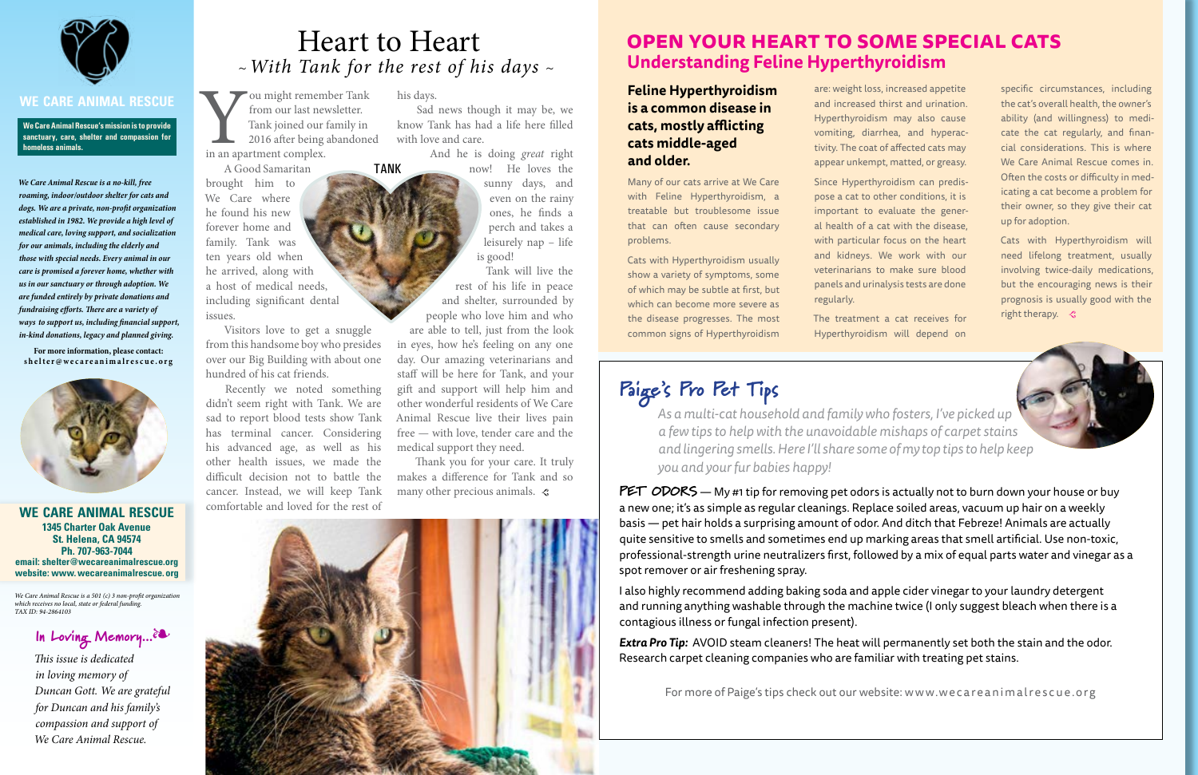## WE CARE ANIMAL RESCUE

**We Care Animal Rescue's mission is to provide sanctuary, care, shelter and compassion for homeless animals.**

*We Care Animal Rescue is a no-kill, free roaming, indoor/outdoor shelter for cats and dogs. We are a private, non-profit organization established in 1982. We provide a high level of medical care, loving support, and socialization for our animals, including the elderly and those with special needs. Every animal in our care is promised a forever home, whether with us in our sanctuary or through adoption. We are funded entirely by private donations and fundraising efforts. There are a variety of ways to support us, including financial support, in-kind donations, legacy and planned giving.*

**For more information, please contact: shelter@wecareanimalrescue.org**

**WE CARE ANIMAL RESCUE**
**1345 Charter Oak Avenue**
**St. Helena, CA 94574**
**Ph. 707-963-7044**
**email: shelter@wecareanimalrescue.org**
**website: www.wecareanimalrescue.org**

*We Care Animal Rescue is a 501 (c) 3 non-profit organization which receives no local, state or federal funding. TAX ID: 94-2864103*

### In Loving Memory...

*This issue is dedicated in loving memory of Duncan Gott. We are grateful for Duncan and his family's compassion and support of We Care Animal Rescue.*

# Heart to Heart

## *~ With Tank for the rest of his days ~*

You might remember Tank from our last newsletter. Tank joined our family in 2016 after being abandoned in an apartment complex.

A Good Samaritan brought him to We Care where he found his new forever home and family. Tank was ten years old when he arrived, along with a host of medical needs, including significant dental issues.

Visitors love to get a snuggle from this handsome boy who presides over our Big Building with about one hundred of his cat friends.

Recently we noted something didn't seem right with Tank. We are sad to report blood tests show Tank has terminal cancer. Considering his advanced age, as well as his other health issues, we made the difficult decision not to battle the cancer. Instead, we will keep Tank comfortable and loved for the rest of his days.

Sad news though it may be, we know Tank has had a life here filled with love and care.

And he is doing *great* right now! He loves the sunny days, and even on the rainy ones, he finds a perch and takes a leisurely nap – life is good!

TANK

Tank will live the rest of his life in peace and shelter, surrounded by people who love him and who are able to tell, just from the look in eyes, how he's feeling on any one day. Our amazing veterinarians and staff will be here for Tank, and your gift and support will help him and other wonderful residents of We Care Animal Rescue live their lives pain free — with love, tender care and the medical support they need.

Thank you for your care. It truly makes a difference for Tank and so many other precious animals.

# OPEN YOUR HEART TO SOME SPECIAL CATS

## Understanding Feline Hyperthyroidism

### Feline Hyperthyroidism is a common disease in cats, mostly afflicting cats middle-aged and older.

Many of our cats arrive at We Care with Feline Hyperthyroidism, a treatable but troublesome issue that can often cause secondary problems.

Cats with Hyperthyroidism usually show a variety of symptoms, some of which may be subtle at first, but which can become more severe as the disease progresses. The most common signs of Hyperthyroidism are: weight loss, increased appetite and increased thirst and urination. Hyperthyroidism may also cause vomiting, diarrhea, and hyperactivity. The coat of affected cats may appear unkempt, matted, or greasy.

Since Hyperthyroidism can predispose a cat to other conditions, it is important to evaluate the general health of a cat with the disease, with particular focus on the heart and kidneys. We work with our veterinarians to make sure blood panels and urinalysis tests are done regularly.

The treatment a cat receives for Hyperthyroidism will depend on specific circumstances, including the cat's overall health, the owner's ability (and willingness) to medicate the cat regularly, and financial considerations. This is where We Care Animal Rescue comes in. Often the costs or difficulty in medicating a cat become a problem for their owner, so they give their cat up for adoption.

Cats with Hyperthyroidism will need lifelong treatment, usually involving twice-daily medications, but the encouraging news is their prognosis is usually good with the right therapy.

# Paige's Pro Pet Tips

*As a multi-cat household and family who fosters, I've picked up a few tips to help with the unavoidable mishaps of carpet stains and lingering smells. Here I'll share some of my top tips to help keep you and your fur babies happy!*

**PET ODORS** — My #1 tip for removing pet odors is actually not to burn down your house or buy a new one; it's as simple as regular cleanings. Replace soiled areas, vacuum up hair on a weekly basis — pet hair holds a surprising amount of odor. And ditch that Febreze! Animals are actually quite sensitive to smells and sometimes end up marking areas that smell artificial. Use non-toxic, professional-strength urine neutralizers first, followed by a mix of equal parts water and vinegar as a spot remover or air freshening spray.

I also highly recommend adding baking soda and apple cider vinegar to your laundry detergent and running anything washable through the machine twice (I only suggest bleach when there is a contagious illness or fungal infection present).

***Extra Pro Tip:*** AVOID steam cleaners! The heat will permanently set both the stain and the odor. Research carpet cleaning companies who are familiar with treating pet stains.

For more of Paige's tips check out our website: www.wecareanimalrescue.org